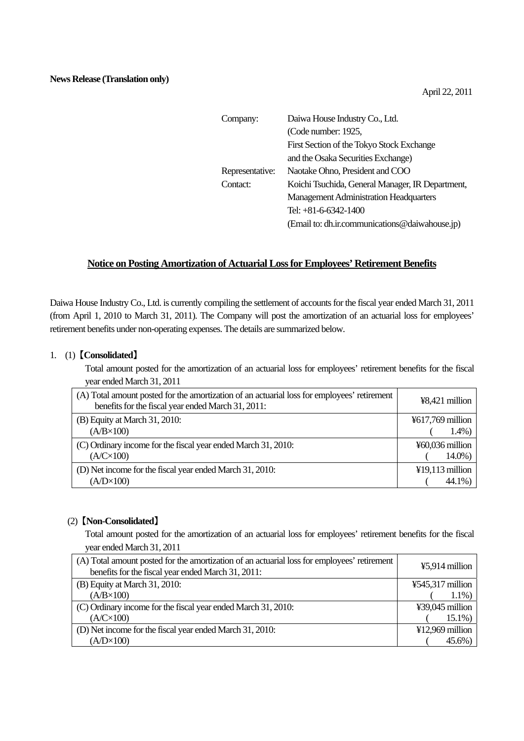**News Release (Translation only)**

April 22, 2011

| | |
|---|---|
| Company: | Daiwa House Industry Co., Ltd. |
| | (Code number: 1925, |
| | First Section of the Tokyo Stock Exchange |
| | and the Osaka Securities Exchange) |
| Representative: | Naotake Ohno, President and COO |
| Contact: | Koichi Tsuchida, General Manager, IR Department, |
| | Management Administration Headquarters |
| | Tel: +81-6-6342-1400 |
| | (Email to: dh.ir.communications@daiwahouse.jp) |

## Notice on Posting Amortization of Actuarial Loss for Employees' Retirement Benefits

Daiwa House Industry Co., Ltd. is currently compiling the settlement of accounts for the fiscal year ended March 31, 2011 (from April 1, 2010 to March 31, 2011). The Company will post the amortization of an actuarial loss for employees' retirement benefits under non-operating expenses. The details are summarized below.

1. (1)【**Consolidated**】

Total amount posted for the amortization of an actuarial loss for employees' retirement benefits for the fiscal year ended March 31, 2011

| | |
|---|---|
| (A) Total amount posted for the amortization of an actuarial loss for employees' retirement benefits for the fiscal year ended March 31, 2011: | ¥8,421 million |
| (B) Equity at March 31, 2010: (A/B×100) | ¥617,769 million ( 1.4%) |
| (C) Ordinary income for the fiscal year ended March 31, 2010: (A/C×100) | ¥60,036 million ( 14.0%) |
| (D) Net income for the fiscal year ended March 31, 2010: (A/D×100) | ¥19,113 million ( 44.1%) |

(2)【**Non-Consolidated**】

Total amount posted for the amortization of an actuarial loss for employees' retirement benefits for the fiscal year ended March 31, 2011

| | |
|---|---|
| (A) Total amount posted for the amortization of an actuarial loss for employees' retirement benefits for the fiscal year ended March 31, 2011: | ¥5,914 million |
| (B) Equity at March 31, 2010: (A/B×100) | ¥545,317 million ( 1.1%) |
| (C) Ordinary income for the fiscal year ended March 31, 2010: (A/C×100) | ¥39,045 million ( 15.1%) |
| (D) Net income for the fiscal year ended March 31, 2010: (A/D×100) | ¥12,969 million ( 45.6%) |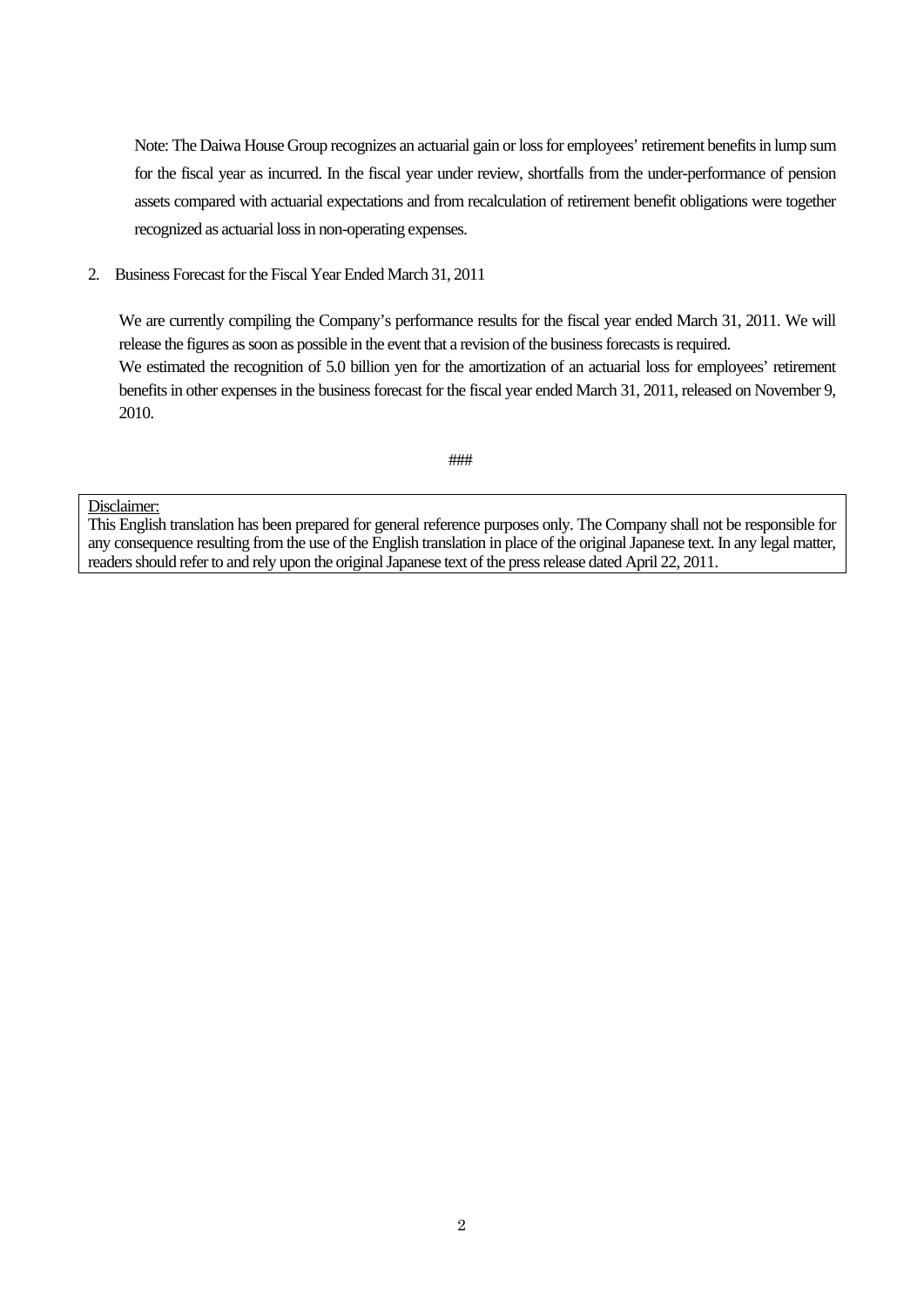Note: The Daiwa House Group recognizes an actuarial gain or loss for employees' retirement benefits in lump sum for the fiscal year as incurred. In the fiscal year under review, shortfalls from the under-performance of pension assets compared with actuarial expectations and from recalculation of retirement benefit obligations were together recognized as actuarial loss in non-operating expenses.

2. Business Forecast for the Fiscal Year Ended March 31, 2011

We are currently compiling the Company's performance results for the fiscal year ended March 31, 2011. We will release the figures as soon as possible in the event that a revision of the business forecasts is required.
We estimated the recognition of 5.0 billion yen for the amortization of an actuarial loss for employees' retirement benefits in other expenses in the business forecast for the fiscal year ended March 31, 2011, released on November 9, 2010.

###

Disclaimer:
This English translation has been prepared for general reference purposes only. The Company shall not be responsible for any consequence resulting from the use of the English translation in place of the original Japanese text. In any legal matter, readers should refer to and rely upon the original Japanese text of the press release dated April 22, 2011.